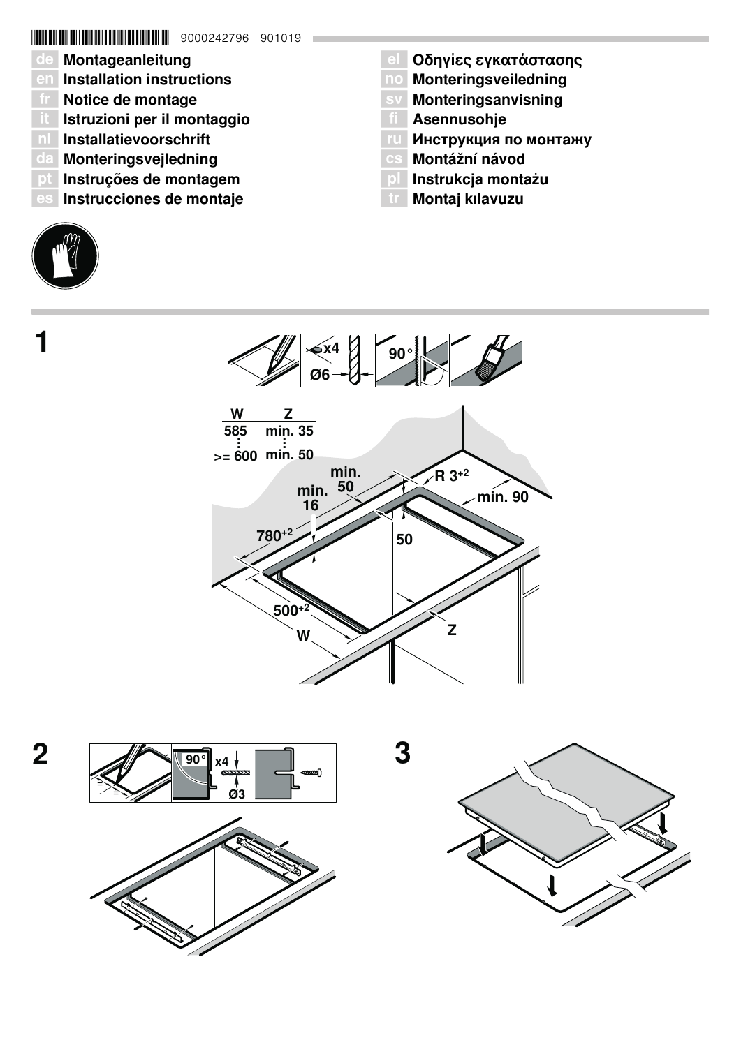9000242796 901019

- **de** **Montageanleitung**
- **en** **Installation instructions**
- **fr** **Notice de montage**
- **it** **Istruzioni per il montaggio**
- **nl** **Installatievoorschrift**
- **da** **Monteringsvejledning**
- **pt** **Instruções de montagem**
- **es** **Instrucciones de montaje**
- **el** **Οδηγίες εγκατάστασης**
- **no** **Monteringsveiledning**
- **sv** **Monteringsanvisning**
- **fi** **Asennusohje**
- **ru** **Инструкция по монтажу**
- **cs** **Montážní návod**
- **pl** **Instrukcja montażu**
- **tr** **Montaj kılavuzu**

## 1

x4

Ø6

90°

| W | Z |
|---|---|
| 585 | min. 35 |
| ⋮ | ⋮ |
| >= 600 | min. 50 |

min. 50

R $3^{+2}$

min. 16

min. 90

$780^{+2}$

50

$500^{+2}$

Z

W

## 2

90°

x4

Ø3

## 3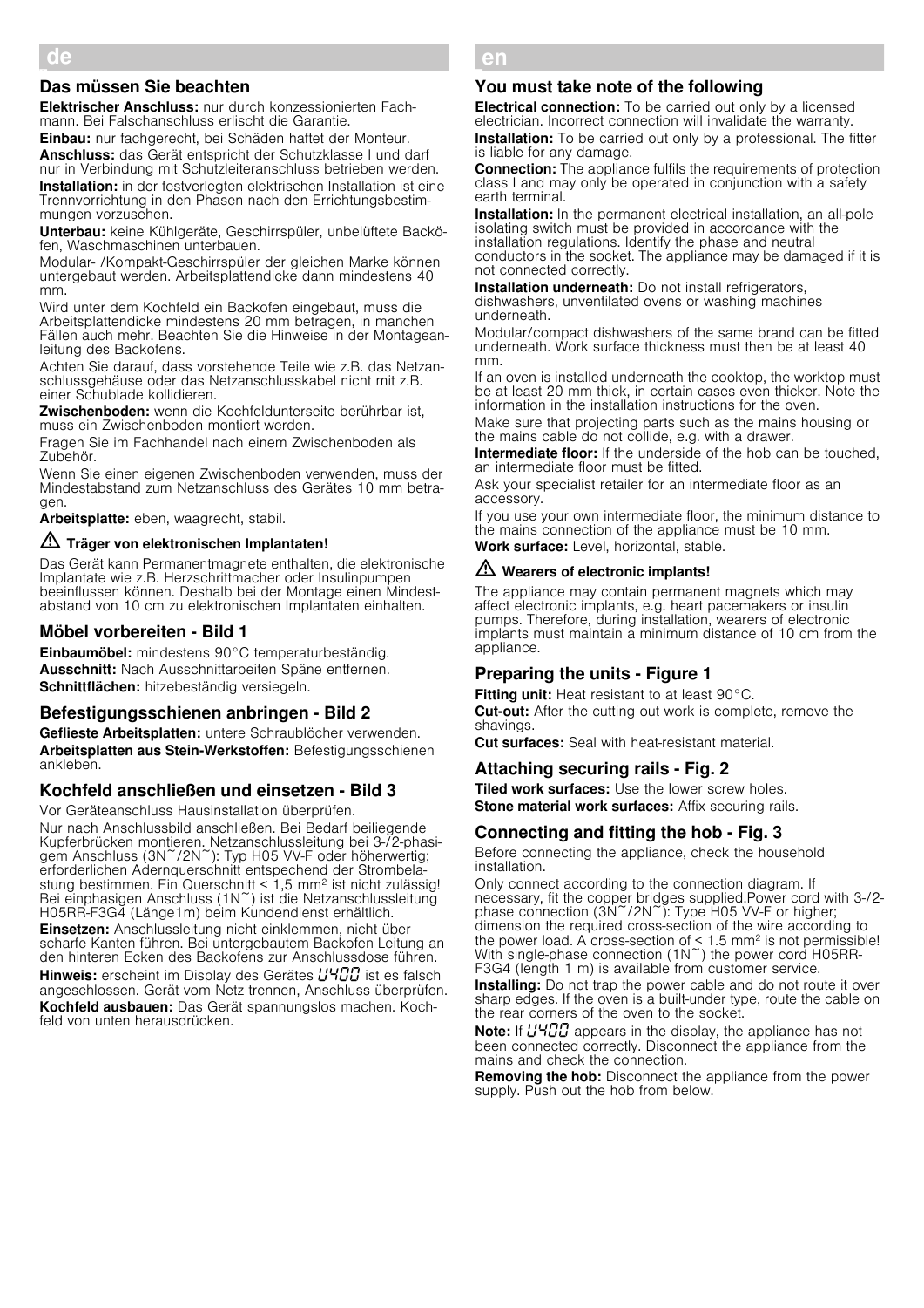## de

### Das müssen Sie beachten

**Elektrischer Anschluss:** nur durch konzessionierten Fachmann. Bei Falschanschluss erlischt die Garantie.

**Einbau:** nur fachgerecht, bei Schäden haftet der Monteur.

**Anschluss:** das Gerät entspricht der Schutzklasse I und darf nur in Verbindung mit Schutzleiteranschluss betrieben werden.

**Installation:** in der festverlegten elektrischen Installation ist eine Trennvorrichtung in den Phasen nach den Errichtungsbestimmungen vorzusehen.

**Unterbau:** keine Kühlgeräte, Geschirrspüler, unbelüftete Backöfen, Waschmaschinen unterbauen.

Modular- /Kompakt-Geschirrspüler der gleichen Marke können untergebaut werden. Arbeitsplattendicke dann mindestens 40 mm.

Wird unter dem Kochfeld ein Backofen eingebaut, muss die Arbeitsplattendicke mindestens 20 mm betragen, in manchen Fällen auch mehr. Beachten Sie die Hinweise in der Montageanleitung des Backofens.

Achten Sie darauf, dass vorstehende Teile wie z.B. das Netzanschlussgehäuse oder das Netzanschlusskabel nicht mit z.B. einer Schublade kollidieren.

**Zwischenboden:** wenn die Kochfeldunterseite berührbar ist, muss ein Zwischenboden montiert werden.

Fragen Sie im Fachhandel nach einem Zwischenboden als Zubehör.

Wenn Sie einen eigenen Zwischenboden verwenden, muss der Mindestabstand zum Netzanschluss des Gerätes 10 mm betragen.

**Arbeitsplatte:** eben, waagrecht, stabil.

**⚠ Träger von elektronischen Implantaten!**

Das Gerät kann Permanentmagnete enthalten, die elektronische Implantate wie z.B. Herzschrittmacher oder Insulinpumpen beeinflussen können. Deshalb bei der Montage einen Mindestabstand von 10 cm zu elektronischen Implantaten einhalten.

### Möbel vorbereiten - Bild 1

**Einbaumöbel:** mindestens 90°C temperaturbeständig.

**Ausschnitt:** Nach Ausschnittarbeiten Späne entfernen.

**Schnittflächen:** hitzebeständig versiegeln.

### Befestigungsschienen anbringen - Bild 2

**Geflieste Arbeitsplatten:** untere Schraublöcher verwenden.

**Arbeitsplatten aus Stein-Werkstoffen:** Befestigungsschienen ankleben.

### Kochfeld anschließen und einsetzen - Bild 3

Vor Geräteanschluss Hausinstallation überprüfen.

Nur nach Anschlussbild anschließen. Bei Bedarf beiliegende Kupferbrücken montieren. Netzanschlussleitung bei 3-/2-phasigem Anschluss (3N~/2N~): Typ H05 VV-F oder höherwertig; erforderlichen Adernquerschnitt entsprechend der Strombelastung bestimmen. Ein Querschnitt < 1,5 mm² ist nicht zulässig! Bei einphasigen Anschluss (1N~) ist die Netzanschlussleitung H05RR-F3G4 (Länge1m) beim Kundendienst erhältlich.

**Einsetzen:** Anschlussleitung nicht einklemmen, nicht über scharfe Kanten führen. Bei untergebautem Backofen Leitung an den hinteren Ecken des Backofens zur Anschlussdose führen.

**Hinweis:** erscheint im Display des Gerätes U400 ist es falsch angeschlossen. Gerät vom Netz trennen, Anschluss überprüfen.

**Kochfeld ausbauen:** Das Gerät spannungslos machen. Kochfeld von unten herausdrücken.

## en

### You must take note of the following

**Electrical connection:** To be carried out only by a licensed electrician. Incorrect connection will invalidate the warranty.

**Installation:** To be carried out only by a professional. The fitter is liable for any damage.

**Connection:** The appliance fulfils the requirements of protection class I and may only be operated in conjunction with a safety earth terminal.

**Installation:** In the permanent electrical installation, an all-pole isolating switch must be provided in accordance with the installation regulations. Identify the phase and neutral conductors in the socket. The appliance may be damaged if it is not connected correctly.

**Installation underneath:** Do not install refrigerators, dishwashers, unventilated ovens or washing machines underneath.

Modular/compact dishwashers of the same brand can be fitted underneath. Work surface thickness must then be at least 40 mm.

If an oven is installed underneath the cooktop, the worktop must be at least 20 mm thick, in certain cases even thicker. Note the information in the installation instructions for the oven.

Make sure that projecting parts such as the mains housing or the mains cable do not collide, e.g. with a drawer.

**Intermediate floor:** If the underside of the hob can be touched, an intermediate floor must be fitted.

Ask your specialist retailer for an intermediate floor as an accessory.

If you use your own intermediate floor, the minimum distance to the mains connection of the appliance must be 10 mm.

**Work surface:** Level, horizontal, stable.

**⚠ Wearers of electronic implants!**

The appliance may contain permanent magnets which may affect electronic implants, e.g. heart pacemakers or insulin pumps. Therefore, during installation, wearers of electronic implants must maintain a minimum distance of 10 cm from the appliance.

### Preparing the units - Figure 1

**Fitting unit:** Heat resistant to at least 90°C.

**Cut-out:** After the cutting out work is complete, remove the shavings.

**Cut surfaces:** Seal with heat-resistant material.

### Attaching securing rails - Fig. 2

**Tiled work surfaces:** Use the lower screw holes.

**Stone material work surfaces:** Affix securing rails.

### Connecting and fitting the hob - Fig. 3

Before connecting the appliance, check the household installation.

Only connect according to the connection diagram. If necessary, fit the copper bridges supplied.Power cord with 3-/2-phase connection (3N~/2N~): Type H05 VV-F or higher; dimension the required cross-section of the wire according to the power load. A cross-section of < 1.5 mm² is not permissible! With single-phase connection (1N~) the power cord H05RR-F3G4 (length 1 m) is available from customer service.

**Installing:** Do not trap the power cable and do not route it over sharp edges. If the oven is a built-under type, route the cable on the rear corners of the oven to the socket.

**Note:** If U400 appears in the display, the appliance has not been connected correctly. Disconnect the appliance from the mains and check the connection.

**Removing the hob:** Disconnect the appliance from the power supply. Push out the hob from below.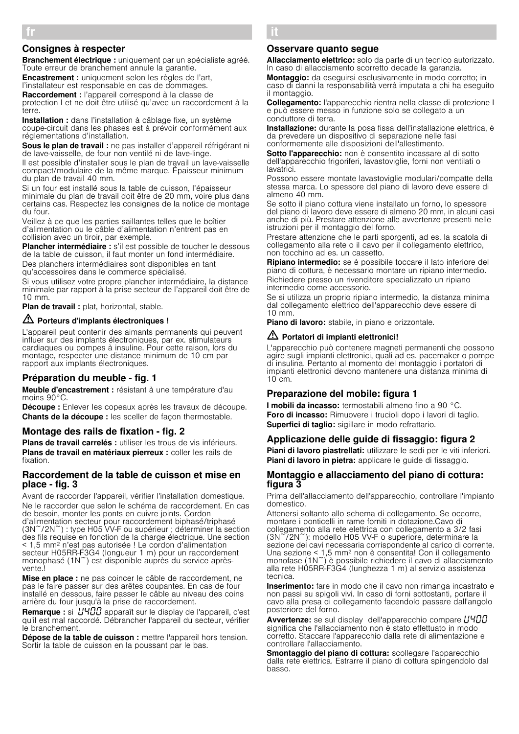## fr

### Consignes à respecter

**Branchement électrique :** uniquement par un spécialiste agréé. Toute erreur de branchement annule la garantie.

**Encastrement :** uniquement selon les règles de l'art, l'installateur est responsable en cas de dommages.

**Raccordement :** l'appareil correspond à la classe de protection I et ne doit être utilisé qu'avec un raccordement à la terre.

**Installation :** dans l'installation à câblage fixe, un système coupe-circuit dans les phases est à prévoir conformément aux réglementations d'installation.

**Sous le plan de travail :** ne pas installer d'appareil réfrigérant ni de lave-vaisselle, de four non ventilé ni de lave-linge.

Il est possible d'installer sous le plan de travail un lave-vaisselle compact/modulaire de la même marque. Épaisseur minimum du plan de travail 40 mm.

Si un four est installé sous la table de cuisson, l'épaisseur minimale du plan de travail doit être de 20 mm, voire plus dans certains cas. Respectez les consignes de la notice de montage du four.

Veillez à ce que les parties saillantes telles que le boîtier d'alimentation ou le câble d'alimentation n'entrent pas en collision avec un tiroir, par exemple.

**Plancher intermédiaire :** s'il est possible de toucher le dessous de la table de cuisson, il faut monter un fond intermédiaire.

Des planchers intermédiaires sont disponibles en tant qu'accessoires dans le commerce spécialisé.

Si vous utilisez votre propre plancher intermédiaire, la distance minimale par rapport à la prise secteur de l'appareil doit être de 10 mm.

**Plan de travail :** plat, horizontal, stable.

**⚠ Porteurs d'implants électroniques !**

L'appareil peut contenir des aimants permanents qui peuvent influer sur des implants électroniques, par ex. stimulateurs cardiaques ou pompes à insuline. Pour cette raison, lors du montage, respecter une distance minimum de 10 cm par rapport aux implants électroniques.

### Préparation du meuble - fig. 1

**Meuble d'encastrement :** résistant à une température d'au moins 90°C.

**Découpe :** Enlever les copeaux après les travaux de découpe.

**Chants de la découpe :** les sceller de façon thermostable.

### Montage des rails de fixation - fig. 2

**Plans de travail carrelés :** utiliser les trous de vis inférieurs.

**Plans de travail en matériaux pierreux :** coller les rails de fixation.

### Raccordement de la table de cuisson et mise en place - fig. 3

Avant de raccorder l'appareil, vérifier l'installation domestique.

Ne le raccorder que selon le schéma de raccordement. En cas de besoin, monter les ponts en cuivre joints. Cordon d'alimentation secteur pour raccordement biphasé/triphasé (3N~/2N~) : type H05 VV-F ou supérieur ; déterminer la section des fils requise en fonction de la charge électrique. Une section < 1,5 mm² n'est pas autorisée ! Le cordon d'alimentation secteur H05RR-F3G4 (longueur 1 m) pour un raccordement monophasé (1N~) est disponible auprès du service après-vente.!

**Mise en place :** ne pas coincer le câble de raccordement, ne pas le faire passer sur des arêtes coupantes. En cas de four installé en dessous, faire passer le câble au niveau des coins arrière du four jusqu'à la prise de raccordement.

**Remarque :** si U400 apparaît sur le display de l'appareil, c'est qu'il est mal raccordé. Débrancher l'appareil du secteur, vérifier le branchement.

**Dépose de la table de cuisson :** mettre l'appareil hors tension. Sortir la table de cuisson en la poussant par le bas.

## it

### Osservare quanto segue

**Allacciamento elettrico:** solo da parte di un tecnico autorizzato. In caso di allacciamento scorretto decade la garanzia.

**Montaggio:** da eseguirsi esclusivamente in modo corretto; in caso di danni la responsabilità verrà imputata a chi ha eseguito il montaggio.

**Collegamento:** l'apparecchio rientra nella classe di protezione I e può essere messo in funzione solo se collegato a un conduttore di terra.

**Installazione:** durante la posa fissa dell'installazione elettrica, è da prevedere un dispositivo di separazione nelle fasi conformemente alle disposizioni dell'allestimento.

**Sotto l'apparecchio:** non è consentito incassare al di sotto dell'apparecchio frigoriferi, lavastoviglie, forni non ventilati o lavatrici.

Possono essere montate lavastoviglie modulari/compatte della stessa marca. Lo spessore del piano di lavoro deve essere di almeno 40 mm.

Se sotto il piano cottura viene installato un forno, lo spessore del piano di lavoro deve essere di almeno 20 mm, in alcuni casi anche di più. Prestare attenzione alle avvertenze presenti nelle istruzioni per il montaggio del forno.

Prestare attenzione che le parti sporgenti, ad es. la scatola di collegamento alla rete o il cavo per il collegamento elettrico, non tocchino ad es. un cassetto.

**Ripiano intermedio:** se è possibile toccare il lato inferiore del piano di cottura, è necessario montare un ripiano intermedio.

Richiedere presso un rivenditore specializzato un ripiano intermedio come accessorio.

Se si utilizza un proprio ripiano intermedio, la distanza minima dal collegamento elettrico dell'apparecchio deve essere di 10 mm.

**Piano di lavoro:** stabile, in piano e orizzontale.

**⚠ Portatori di impianti elettronici!**

L'apparecchio può contenere magneti permanenti che possono agire sugli impianti elettronici, quali ad es. pacemaker o pompe di insulina. Pertanto al momento del montaggio i portatori di impianti elettronici devono mantenere una distanza minima di 10 cm.

### Preparazione del mobile: figura 1

**I mobili da incasso:** termostabili almeno fino a 90 °C.

**Foro di incasso:** Rimuovere i trucioli dopo i lavori di taglio.

**Superfici di taglio:** sigillare in modo refrattario.

### Applicazione delle guide di fissaggio: figura 2

**Piani di lavoro piastrellati:** utilizzare le sedi per le viti inferiori.

**Piani di lavoro in pietra:** applicare le guide di fissaggio.

### Montaggio e allacciamento del piano di cottura: figura 3

Prima dell'allacciamento dell'apparecchio, controllare l'impianto domestico.

Attenersi soltanto allo schema di collegamento. Se occorre, montare i ponticelli in rame forniti in dotazione.Cavo di collegamento alla rete elettrica con collegamento a 3/2 fasi (3N~/2N~): modello H05 VV-F o superiore, determinare la sezione dei cavi necessaria corrispondente al carico di corrente. Una sezione < 1,5 mm² non è consentita! Con il collegamento monofase (1N~) è possibile richiedere il cavo di allacciamento alla rete H05RR-F3G4 (lunghezza 1 m) al servizio assistenza tecnica.

**Inserimento:** fare in modo che il cavo non rimanga incastrato e non passi su spigoli vivi. In caso di forni sottostanti, portare il cavo alla presa di collegamento facendolo passare dall'angolo posteriore del forno.

**Avvertenze:** se sul display dell'apparecchio compare U400 significa che l'allacciamento non è stato effettuato in modo corretto. Staccare l'apparecchio dalla rete di alimentazione e controllare l'allacciamento.

**Smontaggio del piano di cottura:** scollegare l'apparecchio dalla rete elettrica. Estrarre il piano di cottura spingendolo dal basso.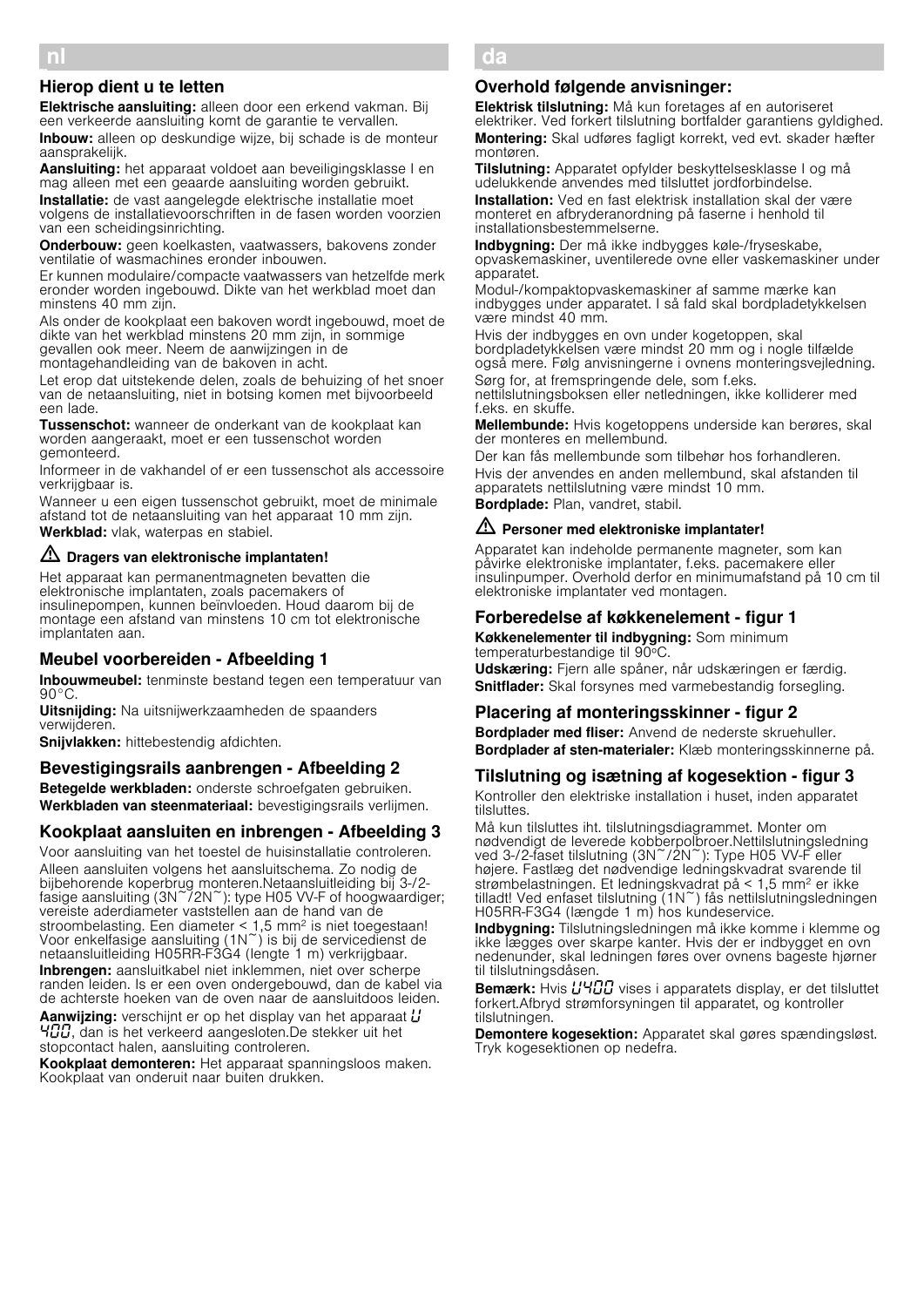## nl

### Hierop dient u te letten

**Elektrische aansluiting:** alleen door een erkend vakman. Bij een verkeerde aansluiting komt de garantie te vervallen.

**Inbouw:** alleen op deskundige wijze, bij schade is de monteur aansprakelijk.

**Aansluiting:** het apparaat voldoet aan beveiligingsklasse I en mag alleen met een geaarde aansluiting worden gebruikt.

**Installatie:** de vast aangelegde elektrische installatie moet volgens de installatievoorschriften in de fasen worden voorzien van een scheidingsinrichting.

**Onderbouw:** geen koelkasten, vaatwassers, bakovens zonder ventilatie of wasmachines eronder inbouwen.

Er kunnen modulaire/compacte vaatwassers van hetzelfde merk eronder worden ingebouwd. Dikte van het werkblad moet dan minstens 40 mm zijn.

Als onder de kookplaat een bakoven wordt ingebouwd, moet de dikte van het werkblad minstens 20 mm zijn, in sommige gevallen ook meer. Neem de aanwijzingen in de montagehandleiding van de bakoven in acht.

Let erop dat uitstekende delen, zoals de behuizing of het snoer van de netaansluiting, niet in botsing komen met bijvoorbeeld een lade.

**Tussenschot:** wanneer de onderkant van de kookplaat kan worden aangeraakt, moet er een tussenschot worden gemonteerd.

Informeer in de vakhandel of er een tussenschot als accessoire verkrijgbaar is.

Wanneer u een eigen tussenschot gebruikt, moet de minimale afstand tot de netaansluiting van het apparaat 10 mm zijn.

**Werkblad:** vlak, waterpas en stabiel.

**⚠ Dragers van elektronische implantaten!**

Het apparaat kan permanentmagneten bevatten die elektronische implantaten, zoals pacemakers of insulinepompen, kunnen beïnvloeden. Houd daarom bij de montage een afstand van minstens 10 cm tot elektronische implantaten aan.

### Meubel voorbereiden - Afbeelding 1

**Inbouwmeubel:** tenminste bestand tegen een temperatuur van 90°C.

**Uitsnijding:** Na uitsnijwerkzaamheden de spaanders verwijderen.

**Snijvlakken:** hittebestendig afdichten.

### Bevestigingsrails aanbrengen - Afbeelding 2

**Betegelde werkbladen:** onderste schroefgaten gebruiken.

**Werkbladen van steenmateriaal:** bevestigingsrails verlijmen.

### Kookplaat aansluiten en inbrengen - Afbeelding 3

Voor aansluiting van het toestel de huisinstallatie controleren.

Alleen aansluiten volgens het aansluitschema. Zo nodig de bijbehorende koperbrug monteren.Netaansluitleiding bij 3-/2-fasige aansluiting (3N~/2N~): type H05 VV-F of hoogwaardiger; vereiste aderdiameter vaststellen aan de hand van de stroombelasting. Een diameter < 1,5 mm² is niet toegestaan! Voor enkelfasige aansluiting (1N~) is bij de servicedienst de netaansluitleiding H05RR-F3G4 (lengte 1 m) verkrijgbaar.

**Inbrengen:** aansluitkabel niet inklemmen, niet over scherpe randen leiden. Is er een oven ondergebouwd, dan de kabel via de achterste hoeken van de oven naar de aansluitdoos leiden.

**Aanwijzing:** verschijnt er op het display van het apparaat U 400, dan is het verkeerd aangesloten.De stekker uit het stopcontact halen, aansluiting controleren.

**Kookplaat demonteren:** Het apparaat spanningsloos maken. Kookplaat van onderuit naar buiten drukken.

## da

### Overhold følgende anvisninger:

**Elektrisk tilslutning:** Må kun foretages af en autoriseret elektriker. Ved forkert tilslutning bortfalder garantiens gyldighed.

**Montering:** Skal udføres fagligt korrekt, ved evt. skader hæfter montøren.

**Tilslutning:** Apparatet opfylder beskyttelsesklasse I og må udelukkende anvendes med tilsluttet jordforbindelse.

**Installation:** Ved en fast elektrisk installation skal der være monteret en afbryderanordning på faserne i henhold til installationsbestemmelserne.

**Indbygning:** Der må ikke indbygges køle-/fryseskabe, opvaskemaskiner, uventilerede ovne eller vaskemaskiner under apparatet.

Modul-/kompaktopvaskemaskiner af samme mærke kan indbygges under apparatet. I så fald skal bordpladetykkelsen være mindst 40 mm.

Hvis der indbygges en ovn under kogetoppen, skal bordpladetykkelsen være mindst 20 mm og i nogle tilfælde også mere. Følg anvisningerne i ovnens monteringsvejledning.

Sørg for, at fremspringende dele, som f.eks. nettilslutningsboksen eller netledningen, ikke kolliderer med f.eks. en skuffe.

**Mellembunde:** Hvis kogetoppens underside kan berøres, skal der monteres en mellembund.

Der kan fås mellembunde som tilbehør hos forhandleren.

Hvis der anvendes en anden mellembund, skal afstanden til apparatets nettilslutning være mindst 10 mm.

**Bordplade:** Plan, vandret, stabil.

**⚠ Personer med elektroniske implantater!**

Apparatet kan indeholde permanente magneter, som kan påvirke elektroniske implantater, f.eks. pacemakere eller insulinpumper. Overhold derfor en minimumafstand på 10 cm til elektroniske implantater ved montagen.

### Forberedelse af køkkenelement - figur 1

**Køkkenelementer til indbygning:** Som minimum temperaturbestandige til 90°C.

**Udskæring:** Fjern alle spåner, når udskæringen er færdig.

**Snitflader:** Skal forsynes med varmebestandig forsegling.

### Placering af monteringsskinner - figur 2

**Bordplader med fliser:** Anvend de nederste skruehuller.

**Bordplader af sten-materialer:** Klæb monteringsskinnerne på.

### Tilslutning og isætning af kogesektion - figur 3

Kontroller den elektriske installation i huset, inden apparatet tilsluttes.

Må kun tilsluttes iht. tilslutningsdiagrammet. Monter om nødvendigt de leverede kobberpolbroer.Nettilslutningsledning ved 3-/2-faset tilslutning (3N~/2N~): Type H05 VV-F eller højere. Fastlæg det nødvendige ledningskvadrat svarende til strømbelastningen. Et ledningskvadrat på < 1,5 mm² er ikke tilladt! Ved enfaset tilslutning (1N~) fås nettilslutningsledningen H05RR-F3G4 (længde 1 m) hos kundeservice.

**Indbygning:** Tilslutningsledningen må ikke komme i klemme og ikke lægges over skarpe kanter. Hvis der er indbygget en ovn nedenunder, skal ledningen føres over ovnens bageste hjørner til tilslutningsdåsen.

**Bemærk:** Hvis U400 vises i apparatets display, er det tilsluttet forkert.Afbryd strømforsyningen til apparatet, og kontroller tilslutningen.

**Demontere kogesektion:** Apparatet skal gøres spændingsløst. Tryk kogesektionen op nedefra.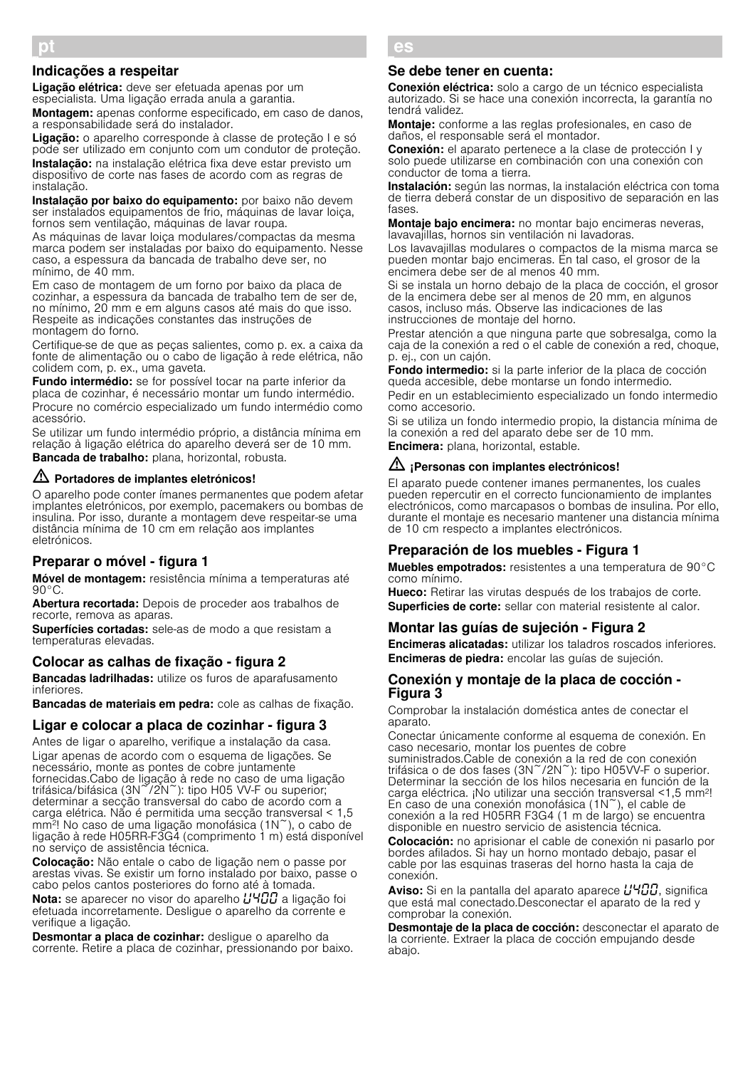# pt

## Indicações a respeitar

**Ligação elétrica:** deve ser efetuada apenas por um especialista. Uma ligação errada anula a garantia.

**Montagem:** apenas conforme especificado, em caso de danos, a responsabilidade será do instalador.

**Ligação:** o aparelho corresponde à classe de proteção I e só pode ser utilizado em conjunto com um condutor de proteção.

**Instalação:** na instalação elétrica fixa deve estar previsto um dispositivo de corte nas fases de acordo com as regras de instalação.

**Instalação por baixo do equipamento:** por baixo não devem ser instalados equipamentos de frio, máquinas de lavar loiça, fornos sem ventilação, máquinas de lavar roupa.

As máquinas de lavar loiça modulares/compactas da mesma marca podem ser instaladas por baixo do equipamento. Nesse caso, a espessura da bancada de trabalho deve ser, no mínimo, de 40 mm.

Em caso de montagem de um forno por baixo da placa de cozinhar, a espessura da bancada de trabalho tem de ser de, no mínimo, 20 mm e em alguns casos até mais do que isso. Respeite as indicações constantes das instruções de montagem do forno.

Certifique-se de que as peças salientes, como p. ex. a caixa da fonte de alimentação ou o cabo de ligação à rede elétrica, não colidem com, p. ex., uma gaveta.

**Fundo intermédio:** se for possível tocar na parte inferior da placa de cozinhar, é necessário montar um fundo intermédio.

Procure no comércio especializado um fundo intermédio como acessório.

Se utilizar um fundo intermédio próprio, a distância mínima em relação à ligação elétrica do aparelho deverá ser de 10 mm.

**Bancada de trabalho:** plana, horizontal, robusta.

**⚠ Portadores de implantes eletrónicos!**

O aparelho pode conter ímanes permanentes que podem afetar implantes eletrónicos, por exemplo, pacemakers ou bombas de insulina. Por isso, durante a montagem deve respeitar-se uma distância mínima de 10 cm em relação aos implantes eletrónicos.

## Preparar o móvel - figura 1

**Móvel de montagem:** resistência mínima a temperaturas até 90°C.

**Abertura recortada:** Depois de proceder aos trabalhos de recorte, remova as aparas.

**Superfícies cortadas:** sele-as de modo a que resistam a temperaturas elevadas.

## Colocar as calhas de fixação - figura 2

**Bancadas ladrilhadas:** utilize os furos de aparafusamento inferiores.

**Bancadas de materiais em pedra:** cole as calhas de fixação.

## Ligar e colocar a placa de cozinhar - figura 3

Antes de ligar o aparelho, verifique a instalação da casa.

Ligar apenas de acordo com o esquema de ligações. Se necessário, monte as pontes de cobre juntamente fornecidas.Cabo de ligação à rede no caso de uma ligação trifásica/bifásica (3N~/2N~): tipo H05 VV-F ou superior; determinar a secção transversal do cabo de acordo com a carga elétrica. Não é permitida uma secção transversal < 1,5 mm²! No caso de uma ligação monofásica (1N~), o cabo de ligação à rede H05RR-F3G4 (comprimento 1 m) está disponível no serviço de assistência técnica.

**Colocação:** Não entale o cabo de ligação nem o passe por arestas vivas. Se existir um forno instalado por baixo, passe o cabo pelos cantos posteriores do forno até à tomada.

**Nota:** se aparecer no visor do aparelho U400 a ligação foi efetuada incorretamente. Desligue o aparelho da corrente e verifique a ligação.

**Desmontar a placa de cozinhar:** desligue o aparelho da corrente. Retire a placa de cozinhar, pressionando por baixo.

# es

## Se debe tener en cuenta:

**Conexión eléctrica:** solo a cargo de un técnico especialista autorizado. Si se hace una conexión incorrecta, la garantía no tendrá validez.

**Montaje:** conforme a las reglas profesionales, en caso de daños, el responsable será el montador.

**Conexión:** el aparato pertenece a la clase de protección I y solo puede utilizarse en combinación con una conexión con conductor de toma a tierra.

**Instalación:** según las normas, la instalación eléctrica con toma de tierra deberá constar de un dispositivo de separación en las fases.

**Montaje bajo encimera:** no montar bajo encimeras neveras, lavavajillas, hornos sin ventilación ni lavadoras.

Los lavavajillas modulares o compactos de la misma marca se pueden montar bajo encimeras. En tal caso, el grosor de la encimera debe ser de al menos 40 mm.

Si se instala un horno debajo de la placa de cocción, el grosor de la encimera debe ser al menos de 20 mm, en algunos casos, incluso más. Observe las indicaciones de las instrucciones de montaje del horno.

Prestar atención a que ninguna parte que sobresalga, como la caja de la conexión a red o el cable de conexión a red, choque, p. ej., con un cajón.

**Fondo intermedio:** si la parte inferior de la placa de cocción queda accesible, debe montarse un fondo intermedio.

Pedir en un establecimiento especializado un fondo intermedio como accesorio.

Si se utiliza un fondo intermedio propio, la distancia mínima de la conexión a red del aparato debe ser de 10 mm.

**Encimera:** plana, horizontal, estable.

**⚠ ¡Personas con implantes electrónicos!**

El aparato puede contener imanes permanentes, los cuales pueden repercutir en el correcto funcionamiento de implantes electrónicos, como marcapasos o bombas de insulina. Por ello, durante el montaje es necesario mantener una distancia mínima de 10 cm respecto a implantes electrónicos.

## Preparación de los muebles - Figura 1

**Muebles empotrados:** resistentes a una temperatura de 90°C como mínimo.

**Hueco:** Retirar las virutas después de los trabajos de corte.

**Superficies de corte:** sellar con material resistente al calor.

## Montar las guías de sujeción - Figura 2

**Encimeras alicatadas:** utilizar los taladros roscados inferiores.

**Encimeras de piedra:** encolar las guías de sujeción.

## Conexión y montaje de la placa de cocción - Figura 3

Comprobar la instalación doméstica antes de conectar el aparato.

Conectar únicamente conforme al esquema de conexión. En caso necesario, montar los puentes de cobre suministrados.Cable de conexión a la red de con conexión trifásica o de dos fases (3N~/2N~): tipo H05VV-F o superior. Determinar la sección de los hilos necesaria en función de la carga eléctrica. ¡No utilizar una sección transversal <1,5 mm²! En caso de una conexión monofásica (1N~), el cable de conexión a la red H05RR F3G4 (1 m de largo) se encuentra disponible en nuestro servicio de asistencia técnica.

**Colocación:** no aprisionar el cable de conexión ni pasarlo por bordes afilados. Si hay un horno montado debajo, pasar el cable por las esquinas traseras del horno hasta la caja de conexión.

**Aviso:** Si en la pantalla del aparato aparece U400, significa que está mal conectado.Desconectar el aparato de la red y comprobar la conexión.

**Desmontaje de la placa de cocción:** desconectar el aparato de la corriente. Extraer la placa de cocción empujando desde abajo.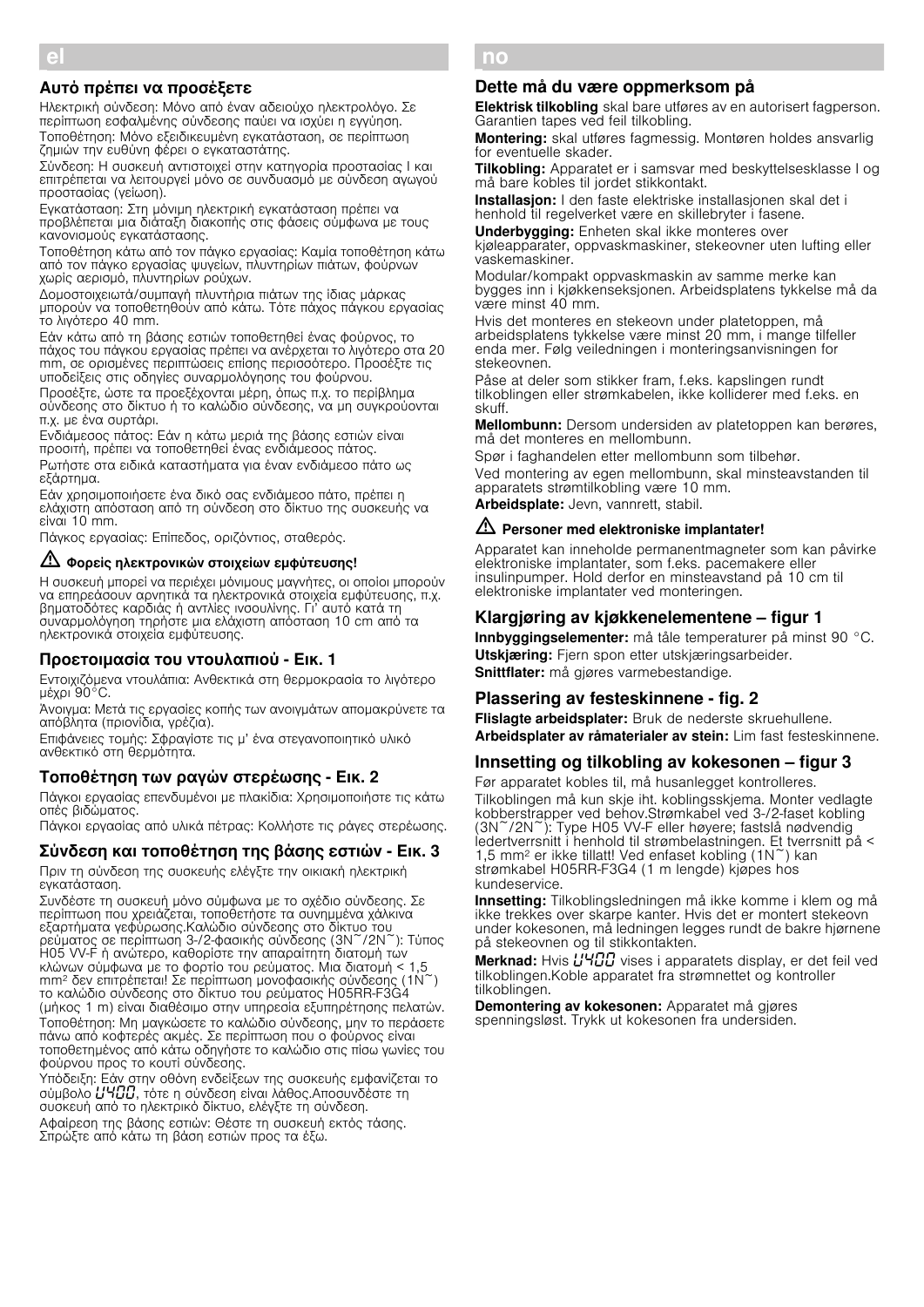# el

## Αυτό πρέπει να προσέξετε

Ηλεκτρική σύνδεση: Μόνο από έναν αδειούχο ηλεκτρολόγο. Σε περίπτωση εσφαλμένης σύνδεσης παύει να ισχύει η εγγύηση.

Τοποθέτηση: Μόνο εξειδικευμένη εγκατάσταση, σε περίπτωση ζημιών την ευθύνη φέρει ο εγκαταστάτης.

Σύνδεση: Η συσκευή αντιστοιχεί στην κατηγορία προστασίας I και επιτρέπεται να λειτουργεί μόνο σε συνδυασμό με σύνδεση αγωγού προστασίας (γείωση).

Εγκατάσταση: Στη μόνιμη ηλεκτρική εγκατάσταση πρέπει να προβλέπεται μια διάταξη διακοπής στις φάσεις σύμφωνα με τους κανονισμούς εγκατάστασης.

Τοποθέτηση κάτω από τον πάγκο εργασίας: Καμία τοποθέτηση κάτω από τον πάγκο εργασίας ψυγείων, πλυντηρίων πιάτων, φούρνων χωρίς αερισμό, πλυντηρίων ρούχων.

Δομοστοιχειωτά/συμπαγή πλυντήρια πιάτων της ίδιας μάρκας μπορούν να τοποθετηθούν από κάτω. Τότε πάχος πάγκου εργασίας το λιγότερο 40 mm.

Εάν κάτω από τη βάσης εστιών τοποθετηθεί ένας φούρνος, το πάχος του πάγκου εργασίας πρέπει να ανέρχεται το λιγότερο στα 20 mm, σε ορισμένες περιπτώσεις επίσης περισσότερο. Προσέξτε τις υποδείξεις στις οδηγίες συναρμολόγησης του φούρνου.

Προσέξτε, ώστε τα προεξέχονται μέρη, όπως π.χ. το περίβλημα σύνδεσης στο δίκτυο ή το καλώδιο σύνδεσης, να μη συγκρούονται π.χ. με ένα συρτάρι.

Ενδιάμεσος πάτος: Εάν η κάτω μεριά της βάσης εστιών είναι προσιτή, πρέπει να τοποθετηθεί ένας ενδιάμεσος πάτος.

Ρωτήστε στα ειδικά καταστήματα για έναν ενδιάμεσο πάτο ως εξάρτημα.

Εάν χρησιμοποιήσετε ένα δικό σας ενδιάμεσο πάτο, πρέπει η ελάχιστη απόσταση από τη σύνδεση στο δίκτυο της συσκευής να είναι 10 mm.

Πάγκος εργασίας: Επίπεδος, οριζόντιος, σταθερός.

**⚠ Φορείς ηλεκτρονικών στοιχείων εμφύτευσης!**

Η συσκευή μπορεί να περιέχει μόνιμους μαγνήτες, οι οποίοι μπορούν να επηρεάσουν αρνητικά τα ηλεκτρονικά στοιχεία εμφύτευσης, π.χ. βηματοδότες καρδιάς ή αντλίες ινσουλίνης. Γι' αυτό κατά τη συναρμολόγηση τηρήστε μια ελάχιστη απόσταση 10 cm από τα ηλεκτρονικά στοιχεία εμφύτευσης.

## Προετοιμασία του ντουλαπιού - Εικ. 1

Εντοιχιζόμενα ντουλάπια: Ανθεκτικά στη θερμοκρασία το λιγότερο μέχρι 90°C.

Άνοιγμα: Μετά τις εργασίες κοπής των ανοιγμάτων απομακρύνετε τα απόβλητα (πριονίδια, γρέζια).

Επιφάνειες τομής: Σφραγίστε τις μ' ένα στεγανοποιητικό υλικό ανθεκτικό στη θερμότητα.

## Τοποθέτηση των ραγών στερέωσης - Εικ. 2

Πάγκοι εργασίας επενδυμένοι με πλακίδια: Χρησιμοποιήστε τις κάτω οπές βιδώματος.

Πάγκοι εργασίας από υλικά πέτρας: Κολλήστε τις ράγες στερέωσης.

## Σύνδεση και τοποθέτηση της βάσης εστιών - Εικ. 3

Πριν τη σύνδεση της συσκευής ελέγξτε την οικιακή ηλεκτρική εγκατάσταση.

Συνδέστε τη συσκευή μόνο σύμφωνα με το σχέδιο σύνδεσης. Σε περίπτωση που χρειάζεται, τοποθετήστε τα συνημμένα χάλκινα εξαρτήματα γεφύρωσης.Καλώδιο σύνδεσης στο δίκτυο του ρεύματος σε περίπτωση 3-/2-φασικής σύνδεσης (3N~/2N~): Τύπος H05 VV-F ή ανώτερο, καθορίστε την απαραίτητη διατομή των κλώνων σύμφωνα με το φορτίο του ρεύματος. Μια διατομή < 1,5 mm² δεν επιτρέπεται! Σε περίπτωση μονοφασικής σύνδεσης (1N~) το καλώδιο σύνδεσης στο δίκτυο του ρεύματος H05RR-F3G4 (μήκος 1 m) είναι διαθέσιμο στην υπηρεσία εξυπηρέτησης πελατών.

Τοποθέτηση: Μη μαγκώσετε το καλώδιο σύνδεσης, μην το περάσετε πάνω από κοφτερές ακμές. Σε περίπτωση που ο φούρνος είναι τοποθετημένος από κάτω οδηγήστε το καλώδιο στις πίσω γωνίες του φούρνου προς το κουτί σύνδεσης.

Υπόδειξη: Εάν στην οθόνη ενδείξεων της συσκευής εμφανίζεται το σύμβολο U400, τότε η σύνδεση είναι λάθος.Αποσυνδέστε τη συσκευή από το ηλεκτρικό δίκτυο, ελέγξτε τη σύνδεση.

Αφαίρεση της βάσης εστιών: Θέστε τη συσκευή εκτός τάσης. Σπρώξτε από κάτω τη βάση εστιών προς τα έξω.

# no

## Dette må du være oppmerksom på

**Elektrisk tilkobling** skal bare utføres av en autorisert fagperson. Garantien tapes ved feil tilkobling.

**Montering:** skal utføres fagmessig. Montøren holdes ansvarlig for eventuelle skader.

**Tilkobling:** Apparatet er i samsvar med beskyttelsesklasse I og må bare kobles til jordet stikkontakt.

**Installasjon:** I den faste elektriske installasjonen skal det i henhold til regelverket være en skillebryter i fasene.

**Underbygging:** Enheten skal ikke monteres over kjøleapparater, oppvaskmaskiner, stekeovner uten lufting eller vaskemaskiner.

Modular/kompakt oppvaskmaskin av samme merke kan bygges inn i kjøkkenseksjonen. Arbeidsplatens tykkelse må da være minst 40 mm.

Hvis det monteres en stekeovn under platetoppen, må arbeidsplatens tykkelse være minst 20 mm, i mange tilfeller enda mer. Følg veiledningen i monteringsanvisningen for stekeovnen.

Påse at deler som stikker fram, f.eks. kapslingen rundt tilkoblingen eller strømkabelen, ikke kolliderer med f.eks. en skuff.

**Mellombunn:** Dersom undersiden av platetoppen kan berøres, må det monteres en mellombunn.

Spør i faghandelen etter mellombunn som tilbehør.

Ved montering av egen mellombunn, skal minsteavstanden til apparatets strømtilkobling være 10 mm.

**Arbeidsplate:** Jevn, vannrett, stabil.

**⚠ Personer med elektroniske implantater!**

Apparatet kan inneholde permanentmagneter som kan påvirke elektroniske implantater, som f.eks. pacemakere eller insulinpumper. Hold derfor en minsteavstand på 10 cm til elektroniske implantater ved monteringen.

## Klargjøring av kjøkkenelementene – figur 1

**Innbyggingselementer:** må tåle temperaturer på minst 90 °C.

**Utskjæring:** Fjern spon etter utskjæringsarbeider.

**Snittflater:** må gjøres varmebestandige.

## Plassering av festeskinnene - fig. 2

**Flislagte arbeidsplater:** Bruk de nederste skruehullene.

**Arbeidsplater av råmaterialer av stein:** Lim fast festeskinnene.

## Innsetting og tilkobling av kokesonen – figur 3

Før apparatet kobles til, må husanlegget kontrolleres.

Tilkoblingen må kun skje iht. koblingsskjema. Monter vedlagte kobberstrapper ved behov.Strømkabel ved 3-/2-faset kobling (3N~/2N~): Type H05 VV-F eller høyere; fastslå nødvendig ledertverrsnitt i henhold til strømbelastningen. Et tverrsnitt på < 1,5 mm² er ikke tillatt! Ved enfaset kobling (1N~) kan strømkabel H05RR-F3G4 (1 m lengde) kjøpes hos kundeservice.

**Innsetting:** Tilkoblingsledningen må ikke komme i klem og må ikke trekkes over skarpe kanter. Hvis det er montert stekeovn under kokesonen, må ledningen legges rundt de bakre hjørnene på stekeovnen og til stikkontakten.

**Merknad:** Hvis U400 vises i apparatets display, er det feil ved tilkoblingen.Koble apparatet fra strømnettet og kontroller tilkoblingen.

**Demontering av kokesonen:** Apparatet må gjøres spenningsløst. Trykk ut kokesonen fra undersiden.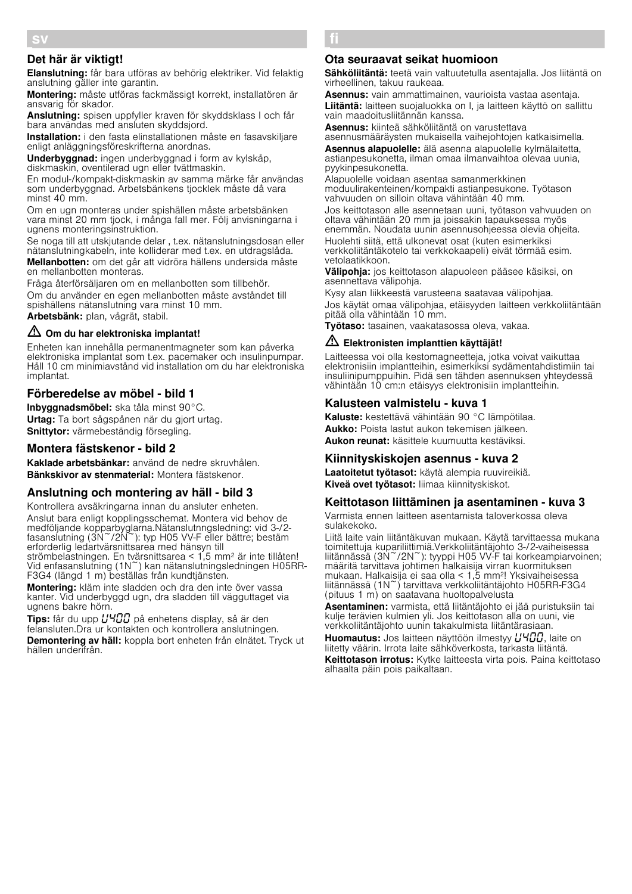# sv

## Det här är viktigt!

**Elanslutning:** får bara utföras av behörig elektriker. Vid felaktig anslutning gäller inte garantin.

**Montering:** måste utföras fackmässigt korrekt, installatören är ansvarig för skador.

**Anslutning:** spisen uppfyller kraven för skyddsklass I och får bara användas med ansluten skyddsjord.

**Installation:** i den fasta elinstallationen måste en fasavskiljare enligt anläggningsföreskrifterna anordnas.

**Underbyggnad:** ingen underbyggnad i form av kylskåp, diskmaskin, oventilerad ugn eller tvättmaskin.

En modul-/kompakt-diskmaskin av samma märke får användas som underbyggnad. Arbetsbänkens tjocklek måste då vara minst 40 mm.

Om en ugn monteras under spishällen måste arbetsbänken vara minst 20 mm tjock, i många fall mer. Följ anvisningarna i ugnens monteringsinstruktion.

Se noga till att utskjutande delar , t.ex. nätanslutningsdosan eller nätanslutningkabeln, inte kolliderar med t.ex. en utdragslåda.

**Mellanbotten:** om det går att vidröra hällens undersida måste en mellanbotten monteras.

Fråga återförsäljaren om en mellanbotten som tillbehör.

Om du använder en egen mellanbotten måste avståndet till spishällens nätanslutning vara minst 10 mm.

**Arbetsbänk:** plan, vågrät, stabil.

### ⚠ Om du har elektroniska implantat!

Enheten kan innehålla permanentmagneter som kan påverka elektroniska implantat som t.ex. pacemaker och insulinpumpar. Håll 10 cm minimiavstånd vid installation om du har elektroniska implantat.

## Förberedelse av möbel - bild 1

**Inbyggnadsmöbel:** ska tåla minst 90°C.

**Urtag:** Ta bort sågspånen när du gjort urtag.

**Snittytor:** värmebeständig försegling.

## Montera fästskenor - bild 2

**Kaklade arbetsbänkar:** använd de nedre skruvhålen.

**Bänkskivor av stenmaterial:** Montera fästskenor.

## Anslutning och montering av häll - bild 3

Kontrollera avsäkringarna innan du ansluter enheten.

Anslut bara enligt kopplingsschemat. Montera vid behov de medföljande kopparbyglarna.Nätanslutnngsledning: vid 3-/2-fasanslutning (3N~/2N~): typ H05 VV-F eller bättre; bestäm erforderlig ledartvärsnittsarea med hänsyn till strömbelastningen. En tvärsnittsarea < 1,5 mm² är inte tillåten! Vid enfasanslutning (1N~) kan nätanslutningsledningen H05RR-F3G4 (längd 1 m) beställas från kundtjänsten.

**Montering:** kläm inte sladden och dra den inte över vassa kanter. Vid underbyggd ugn, dra sladden till vägguttaget via ugnens bakre hörn.

**Tips:** får du upp U400 på enhetens display, så är den felansluten.Dra ur kontakten och kontrollera anslutningen.

**Demontering av häll:** koppla bort enheten från elnätet. Tryck ut hällen underifrån.

# fi

## Ota seuraavat seikat huomioon

**Sähköliitäntä:** teetä vain valtuutetulla asentajalla. Jos liitäntä on virheellinen, takuu raukeaa.

**Asennus:** vain ammattimainen, vaurioista vastaa asentaja.

**Liitäntä:** laitteen suojaluokka on I, ja laitteen käyttö on sallittu vain maadoitusliitännän kanssa.

**Asennus:** kiinteä sähköliitäntä on varustettava asennusmääräysten mukaisella vaihejohtojen katkaisimella.

**Asennus alapuolelle:** älä asenna alapuolelle kylmälaitetta, astianpesukonetta, ilman omaa ilmanvaihtoa olevaa uunia, pyykinpesukonetta.

Alapuolelle voidaan asentaa samanmerkkinen moduulirakenteinen/kompakti astianpesukone. Työtason vahvuuden on silloin oltava vähintään 40 mm.

Jos keittotason alle asennetaan uuni, työtason vahvuuden on oltava vähintään 20 mm ja joissakin tapauksessa myös enemmän. Noudata uunin asennusohjeessa olevia ohjeita.

Huolehti siitä, että ulkonevat osat (kuten esimerkiksi verkkoliitäntäkotelo tai verkkokaapeli) eivät törmää esim. vetolaatikkoon.

**Välipohja:** jos keittotason alapuoleen pääsee käsiksi, on asennettava välipohja.

Kysy alan liikkeestä varusteena saatavaa välipohjaa.

Jos käytät omaa välipohjaa, etäisyyden laitteen verkkoliitäntään pitää olla vähintään 10 mm.

**Työtaso:** tasainen, vaakatasossa oleva, vakaa.

### ⚠ Elektronisten implanttien käyttäjät!

Laitteessa voi olla kestomagneetteja, jotka voivat vaikuttaa elektronisiin implantteihin, esimerkiksi sydämentahdistimiin tai insuliinipumppuihin. Pidä sen tähden asennuksen yhteydessä vähintään 10 cm:n etäisyys elektronisiin implantteihin.

## Kalusteen valmistelu - kuva 1

**Kaluste:** kestettävä vähintään 90 °C lämpötilaa.

**Aukko:** Poista lastut aukon tekemisen jälkeen.

**Aukon reunat:** käsittele kuumuutta kestäviksi.

## Kiinnityskiskojen asennus - kuva 2

**Laatoitetut työtasot:** käytä alempia ruuvireikiä.

**Kiveä ovet työtasot:** liimaa kiinnityskiskot.

## Keittotason liittäminen ja asentaminen - kuva 3

Varmista ennen laitteen asentamista taloverkossa oleva sulakekoko.

Liitä laite vain liitäntäkuvan mukaan. Käytä tarvittaessa mukana toimitettuja kupariliittimiä.Verkkoliitäntäjohto 3-/2-vaiheisessa liitännässä (3N~/2N~): tyyppi H05 VV-F tai korkeampiarvoinen; määritä tarvittava johtimen halkaisija virran kuormituksen mukaan. Halkaisija ei saa olla < 1,5 mm²! Yksivaiheisessa liitännässä (1N~) tarvittava verkkoliitäntäjohto H05RR-F3G4 (pituus 1 m) on saatavana huoltopalvelusta

**Asentaminen:** varmista, että liitäntäjohto ei jää puristuksiin tai kulje terävien kulmien yli. Jos keittotason alla on uuni, vie verkkoliitäntäjohto uunin takakulmista liitäntärasiaan.

**Huomautus:** Jos laitteen näyttöön ilmestyy U400, laite on liitetty väärin. Irrota laite sähköverkosta, tarkasta liitäntä.

**Keittotason irrotus:** Kytke laitteesta virta pois. Paina keittotaso alhaalta päin pois paikaltaan.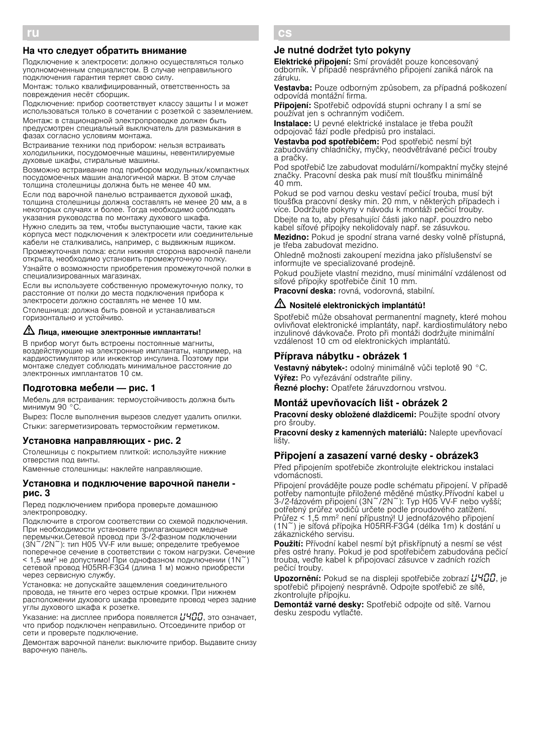## ru

### На что следует обратить внимание

Подключение к электросети: должно осуществляться только уполномоченным специалистом. В случае неправильного подключения гарантия теряет свою силу.

Монтаж: только квалифицированный, ответственность за повреждения несёт сборщик.

Подключение: прибор соответствует классу защиты I и может использоваться только в сочетании с розеткой с заземлением.

Монтаж: в стационарной электропроводке должен быть предусмотрен специальный выключатель для размыкания в фазах согласно условиям монтажа.

Встраивание техники под прибором: нельзя встраивать холодильники, посудомоечные машины, невентилируемые духовые шкафы, стиральные машины.

Возможно встраивание под прибором модульных/компактных посудомоечных машин аналогичной марки. В этом случае толщина столешницы должна быть не менее 40 мм.

Если под варочной панелью встраивается духовой шкаф, толщина столешницы должна составлять не менее 20 мм, а в некоторых случаях и более. Тогда необходимо соблюдать указания руководства по монтажу духового шкафа.

Нужно следить за тем, чтобы выступающие части, такие как корпуса мест подключения к электросети или соединительные кабели не сталкивались, например, с выдвижным ящиком.

Промежуточная полка: если нижняя сторона варочной панели открыта, необходимо установить промежуточную полку.

Узнайте о возможности приобретения промежуточной полки в специализированных магазинах.

Если вы используете собственную промежуточную полку, то расстояние от полки до места подключения прибора к электросети должно составлять не менее 10 мм.

Столешница: должна быть ровной и устанавливаться горизонтально и устойчиво.

**⚠ Лица, имеющие электронные имплантаты!**

В прибор могут быть встроены постоянные магниты, воздействующие на электронные имплантаты, например, на кардиостимулятор или инжектор инсулина. Поэтому при монтаже следует соблюдать минимальное расстояние до электронных имплантатов 10 см.

### Подготовка мебели — рис. 1

Мебель для встраивания: термоустойчивость должна быть минимум 90 °C.

Вырез: После выполнения вырезов следует удалить опилки.

Стыки: загерметизировать термостойким герметиком.

### Установка направляющих - рис. 2

Столешницы с покрытием плиткой: используйте нижние отверстия под винты.

Каменные столешницы: наклейте направляющие.

### Установка и подключение варочной панели - рис. 3

Перед подключением прибора проверьте домашнюю электропроводку.

Подключите в строгом соответствии со схемой подключения. При необходимости установите прилагающиеся медные перемычки.Сетевой провод при 3-/2-фазном подключении (3N~/2N~): тип H05 VV-F или выше; определите требуемое поперечное сечение в соответствии с током нагрузки. Сечение < 1,5 мм² не допустимо! При однофазном подключении (1N~) сетевой провод H05RR-F3G4 (длина 1 м) можно приобрести через сервисную службу.

Установка: не допускайте защемления соединительного провода, не тяните его через острые кромки. При нижнем расположении духового шкафа проведите провод через задние углы духового шкафа к розетке.

Указание: на дисплее прибора появляется U400, это означает, что прибор подключен неправильно. Отсоедините прибор от сети и проверьте подключение.

Демонтаж варочной панели: выключите прибор. Выдавите снизу варочную панель.

## cs

### Je nutné dodržet tyto pokyny

**Elektrické připojení:** Smí provádět pouze koncesovaný odborník. V případě nesprávného připojení zaniká nárok na záruku.

**Vestavba:** Pouze odborným způsobem, za případná poškození odpovídá montážní firma.

**Připojení:** Spotřebič odpovídá stupni ochrany I a smí se používat jen s ochranným vodičem.

**Instalace:** U pevné elektrické instalace je třeba použít odpojovač fází podle předpisů pro instalaci.

**Vestavba pod spotřebičem:** Pod spotřebič nesmí být zabudovány chladničky, myčky, neodvětrávané pečicí trouby a pračky.

Pod spotřebič lze zabudovat modulární/kompaktní myčky stejné značky. Pracovní deska pak musí mít tloušťku minimálně 40 mm.

Pokud se pod varnou desku vestaví pečicí trouba, musí být tloušťka pracovní desky min. 20 mm, v některých případech i více. Dodržujte pokyny v návodu k montáži pečicí trouby.

Dbejte na to, aby přesahující části jako např. pouzdro nebo kabel síťové přípojky nekolidovaly např. se zásuvkou.

**Mezidno:** Pokud je spodní strana varné desky volně přístupná, je třeba zabudovat mezidno.

Ohledně možnosti zakoupení mezidna jako příslušenství se informujte ve specializované prodejně.

Pokud použijete vlastní mezidno, musí minimální vzdálenost od síťové přípojky spotřebiče činit 10 mm.

**Pracovní deska:** rovná, vodorovná, stabilní.

**⚠ Nositelé elektronických implantátů!**

Spotřebič může obsahovat permanentní magnety, které mohou ovlivňovat elektronické implantáty, např. kardiostimulátory nebo inzulinové dávkovače. Proto při montáži dodržujte minimální vzdálenost 10 cm od elektronických implantátů.

### Příprava nábytku - obrázek 1

**Vestavný nábytek-:** odolný minimálně vůči teplotě 90 °C.

**Výřez:** Po vyřezávání odstraňte piliny.

**Řezné plochy:** Opatřete žáruvzdornou vrstvou.

### Montáž upevňovacích lišt - obrázek 2

**Pracovní desky obložené dlaždicemi:** Použijte spodní otvory pro šrouby.

**Pracovní desky z kamenných materiálů:** Nalepte upevňovací lišty.

### Připojení a zasazení varné desky - obrázek3

Před připojením spotřebiče zkontrolujte elektrickou instalaci vdomácnosti.

Připojení provádějte pouze podle schématu připojení. V případě potřeby namontujte přiložené měděné můstky.Přívodní kabel u 3-/2-fázovém připojení (3N~/2N~): Typ H05 VV-F nebo vyšší; potřebný průřez vodičů určete podle proudového zatížení. Průřez < 1,5 mm² není přípustný! U jednofázového připojení (1N~) je síťová přípojka H05RR-F3G4 (délka 1m) k dostání u zákaznického servisu.

**Použití:** Přívodní kabel nesmí být přiskřípnutý a nesmí se vést přes ostré hrany. Pokud je pod spotřebičem zabudována pečicí trouba, veďte kabel k připojovací zásuvce v zadních rozích pečicí trouby.

**Upozornění:** Pokud se na displeji spotřebiče zobrazí U400, je spotřebič připojený nesprávně. Odpojte spotřebič ze sítě, zkontrolujte přípojku.

**Demontáž varné desky:** Spotřebič odpojte od sítě. Varnou desku zespodu vytlačte.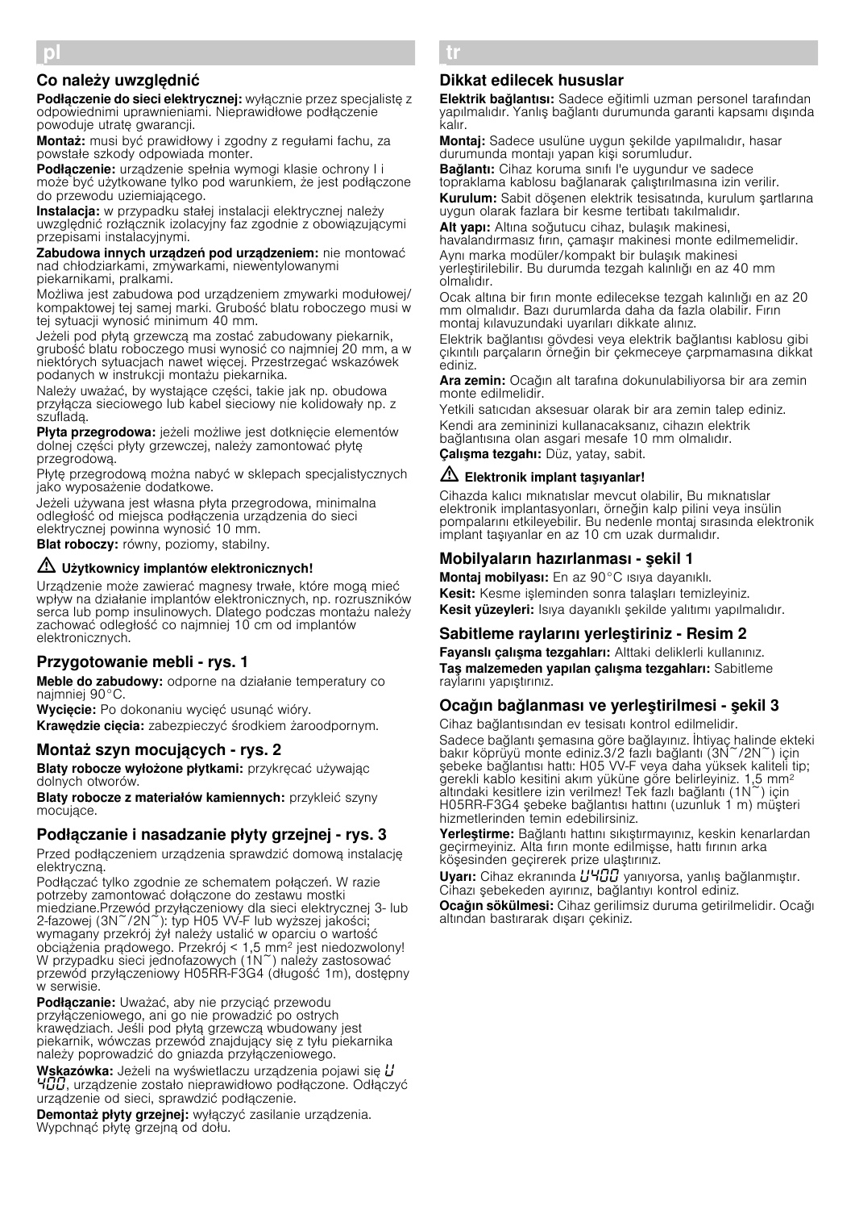## pl

### Co należy uwzględnić

**Podłączenie do sieci elektrycznej:** wyłącznie przez specjalistę z odpowiednimi uprawnieniami. Nieprawidłowe podłączenie powoduje utratę gwarancji.

**Montaż:** musi być prawidłowy i zgodny z regułami fachu, za powstałe szkody odpowiada monter.

**Podłączenie:** urządzenie spełnia wymogi klasie ochrony I i może być użytkowane tylko pod warunkiem, że jest podłączone do przewodu uziemiającego.

**Instalacja:** w przypadku stałej instalacji elektrycznej należy uwzględnić rozłącznik izolacyjny faz zgodnie z obowiązującymi przepisami instalacyjnymi.

**Zabudowa innych urządzeń pod urządzeniem:** nie montować nad chłodziarkami, zmywarkami, niewentylowanymi piekarnikami, pralkami.

Możliwa jest zabudowa pod urządzeniem zmywarki modułowej/ kompaktowej tej samej marki. Grubość blatu roboczego musi w tej sytuacji wynosić minimum 40 mm.

Jeżeli pod płytą grzewczą ma zostać zabudowany piekarnik, grubość blatu roboczego musi wynosić co najmniej 20 mm, a w niektórych sytuacjach nawet więcej. Przestrzegać wskazówek podanych w instrukcji montażu piekarnika.

Należy uważać, by wystające części, takie jak np. obudowa przyłącza sieciowego lub kabel sieciowy nie kolidowały np. z szufladą.

**Płyta przegrodowa:** jeżeli możliwe jest dotknięcie elementów dolnej części płyty grzewczej, należy zamontować płytę przegrodową.

Płytę przegrodową można nabyć w sklepach specjalistycznych jako wyposażenie dodatkowe.

Jeżeli używana jest własna płyta przegrodowa, minimalna odległość od miejsca podłączenia urządzenia do sieci elektrycznej powinna wynosić 10 mm.

**Blat roboczy:** równy, poziomy, stabilny.

#### ⚠ Użytkownicy implantów elektronicznych!

Urządzenie może zawierać magnesy trwałe, które mogą mieć wpływ na działanie implantów elektronicznych, np. rozruszników serca lub pomp insulinowych. Dlatego podczas montażu należy zachować odległość co najmniej 10 cm od implantów elektronicznych.

### Przygotowanie mebli - rys. 1

**Meble do zabudowy:** odporne na działanie temperatury co najmniej 90°C.

**Wycięcie:** Po dokonaniu wycięć usunąć wióry.

**Krawędzie cięcia:** zabezpieczyć środkiem żaroodpornym.

### Montaż szyn mocujących - rys. 2

**Blaty robocze wyłożone płytkami:** przykręcać używając dolnych otworów.

**Blaty robocze z materiałów kamiennych:** przykleić szyny mocujące.

### Podłączanie i nasadzanie płyty grzejnej - rys. 3

Przed podłączeniem urządzenia sprawdzić domową instalację elektryczną.

Podłączać tylko zgodnie ze schematem połączeń. W razie potrzeby zamontować dołączone do zestawu mostki miedziane.Przewód przyłączeniowy dla sieci elektrycznej 3- lub 2-fazowej (3N~/2N~): typ H05 VV-F lub wyższej jakości; wymagany przekrój żył należy ustalić w oparciu o wartość obciążenia prądowego. Przekrój < 1,5 mm² jest niedozwolony! W przypadku sieci jednofazowych (1N~) należy zastosować przewód przyłączeniowy H05RR-F3G4 (długość 1m), dostępny w serwisie.

**Podłączanie:** Uważać, aby nie przyciąć przewodu przyłączeniowego, ani go nie prowadzić po ostrych krawędziach. Jeśli pod płytą grzewczą wbudowany jest piekarnik, wówczas przewód znajdujący się z tyłu piekarnika należy poprowadzić do gniazda przyłączeniowego.

**Wskazówka:** Jeżeli na wyświetlaczu urządzenia pojawi się U 400, urządzenie zostało nieprawidłowo podłączone. Odłączyć urządzenie od sieci, sprawdzić podłączenie.

**Demontaż płyty grzejnej:** wyłączyć zasilanie urządzenia. Wypchnąć płytę grzejną od dołu.

## tr

### Dikkat edilecek hususlar

**Elektrik bağlantısı:** Sadece eğitimli uzman personel tarafından yapılmalıdır. Yanlış bağlantı durumunda garanti kapsamı dışında kalır.

**Montaj:** Sadece usulüne uygun şekilde yapılmalıdır, hasar durumunda montajı yapan kişi sorumludur.

**Bağlantı:** Cihaz koruma sınıfı I'e uygundur ve sadece topraklama kablosu bağlanarak çalıştırılmasına izin verilir.

**Kurulum:** Sabit döşenen elektrik tesisatında, kurulum şartlarına uygun olarak fazlara bir kesme tertibatı takılmalıdır.

**Alt yapı:** Altına soğutucu cihaz, bulaşık makinesi, havalandırmasız fırın, çamaşır makinesi monte edilmemelidir.

Aynı marka modüler/kompakt bir bulaşık makinesi yerleştirilebilir. Bu durumda tezgah kalınlığı en az 40 mm olmalıdır.

Ocak altına bir fırın monte edilecekse tezgah kalınlığı en az 20 mm olmalıdır. Bazı durumlarda daha da fazla olabilir. Fırın montaj kılavuzundaki uyarıları dikkate alınız.

Elektrik bağlantısı gövdesi veya elektrik bağlantısı kablosu gibi çıkıntılı parçaların örneğin bir çekmeceye çarpmamasına dikkat ediniz.

**Ara zemin:** Ocağın alt tarafına dokunulabiliyorsa bir ara zemin monte edilmelidir.

Yetkili satıcıdan aksesuar olarak bir ara zemin talep ediniz.

Kendi ara zemininizi kullanacaksanız, cihazın elektrik bağlantısına olan asgari mesafe 10 mm olmalıdır.

**Çalışma tezgahı:** Düz, yatay, sabit.

#### ⚠ Elektronik implant taşıyanlar!

Cihazda kalıcı mıknatıslar mevcut olabilir, Bu mıknatıslar elektronik implantasyonları, örneğin kalp pilini veya insülin pompalarını etkileyebilir. Bu nedenle montaj sırasında elektronik implant taşıyanlar en az 10 cm uzak durmalıdır.

### Mobilyaların hazırlanması - şekil 1

**Montaj mobilyası:** En az 90°C ısıya dayanıklı.

**Kesit:** Kesme işleminden sonra talaşları temizleyiniz.

**Kesit yüzeyleri:** Isıya dayanıklı şekilde yalıtımı yapılmalıdır.

### Sabitleme raylarını yerleştiriniz - Resim 2

**Fayanslı çalışma tezgahları:** Alttaki delikleri kullanınız.

**Taş malzemeden yapılan çalışma tezgahları:** Sabitleme raylarını yapıştırınız.

### Ocağın bağlanması ve yerleştirilmesi - şekil 3

Cihaz bağlantısından ev tesisatı kontrol edilmelidir.

Sadece bağlantı şemasına göre bağlayınız. İhtiyaç halinde ekteki bakır köprüyü monte ediniz.3/2 fazlı bağlantı (3N~/2N~) için şebeke bağlantısı hattı: H05 VV-F veya daha yüksek kaliteli tip; gerekli kablo kesitini akım yüküne göre belirleyiniz. 1,5 mm² altındaki kesitlere izin verilmez! Tek fazlı bağlantı (1N~) için H05RR-F3G4 şebeke bağlantısı hattını (uzunluk 1 m) müşteri hizmetlerinden temin edebilirsiniz.

**Yerleştirme:** Bağlantı hattını sıkıştırmayınız, keskin kenarlardan geçirmeyiniz. Alta fırın monte edilmişse, hattı fırının arka köşesinden geçirerek prize ulaştırınız.

**Uyarı:** Cihaz ekranında U400 yanıyorsa, yanlış bağlanmıştır. Cihazı şebekeden ayırınız, bağlantıyı kontrol ediniz.

**Ocağın sökülmesi:** Cihaz gerilimsiz duruma getirilmelidir. Ocağı altından bastırarak dışarı çekiniz.